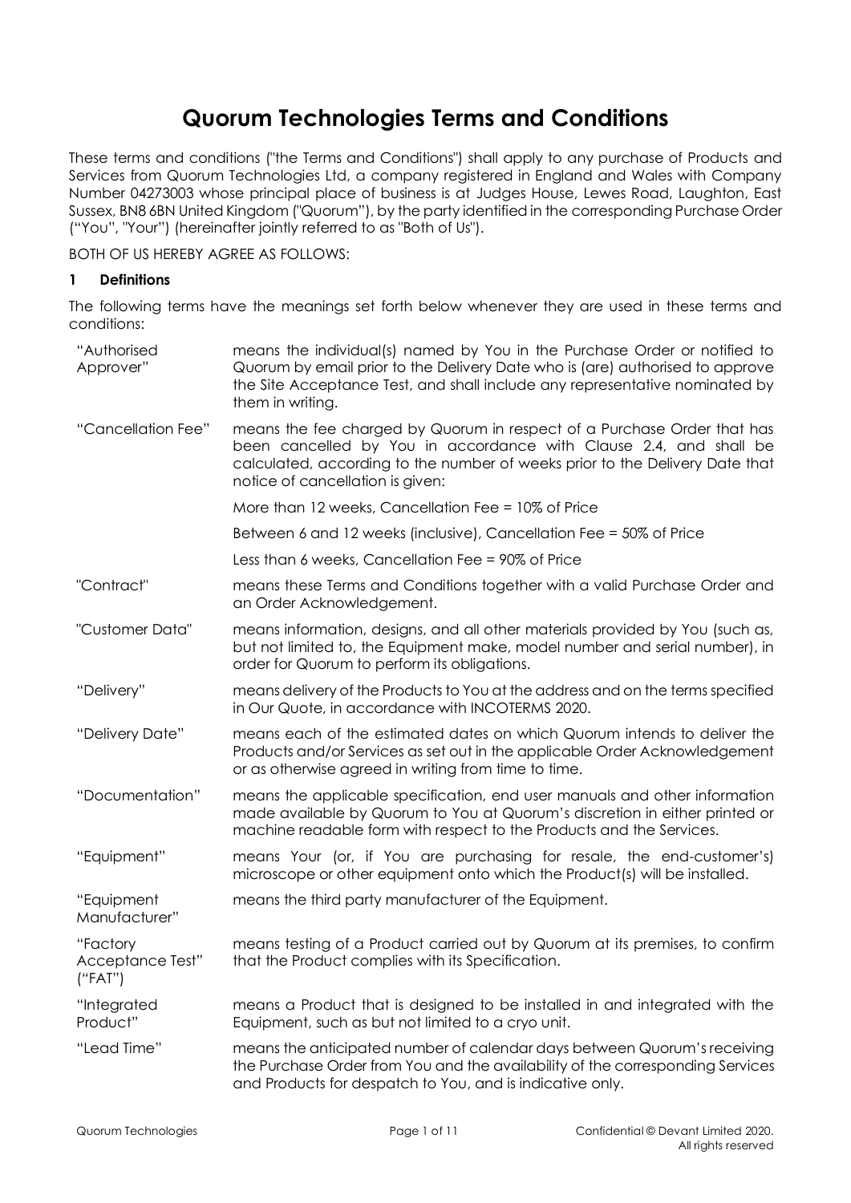# Quorum Technologies Terms and Conditions

These terms and conditions ("the Terms and Conditions") shall apply to any purchase of Products and Services from Quorum Technologies Ltd, a company registered in England and Wales with Company Number 04273003 whose principal place of business is at Judges House, Lewes Road, Laughton, East Sussex, BN8 6BN United Kingdom ("Quorum"), by the party identified in the corresponding Purchase Order ("You", "Your") (hereinafter jointly referred to as "Both of Us").

BOTH OF US HEREBY AGREE AS FOLLOWS:

## 1 Definitions

The following terms have the meanings set forth below whenever they are used in these terms and conditions:

| Term | Meaning |
|---|---|
| "Authorised Approver" | means the individual(s) named by You in the Purchase Order or notified to Quorum by email prior to the Delivery Date who is (are) authorised to approve the Site Acceptance Test, and shall include any representative nominated by them in writing. |
| "Cancellation Fee" | means the fee charged by Quorum in respect of a Purchase Order that has been cancelled by You in accordance with Clause 2.4, and shall be calculated, according to the number of weeks prior to the Delivery Date that notice of cancellation is given:<br><br>More than 12 weeks, Cancellation Fee = 10% of Price<br><br>Between 6 and 12 weeks (inclusive), Cancellation Fee = 50% of Price<br><br>Less than 6 weeks, Cancellation Fee = 90% of Price |
| "Contract" | means these Terms and Conditions together with a valid Purchase Order and an Order Acknowledgement. |
| "Customer Data" | means information, designs, and all other materials provided by You (such as, but not limited to, the Equipment make, model number and serial number), in order for Quorum to perform its obligations. |
| "Delivery" | means delivery of the Products to You at the address and on the terms specified in Our Quote, in accordance with INCOTERMS 2020. |
| "Delivery Date" | means each of the estimated dates on which Quorum intends to deliver the Products and/or Services as set out in the applicable Order Acknowledgement or as otherwise agreed in writing from time to time. |
| "Documentation" | means the applicable specification, end user manuals and other information made available by Quorum to You at Quorum's discretion in either printed or machine readable form with respect to the Products and the Services. |
| "Equipment" | means Your (or, if You are purchasing for resale, the end-customer's) microscope or other equipment onto which the Product(s) will be installed. |
| "Equipment Manufacturer" | means the third party manufacturer of the Equipment. |
| "Factory Acceptance Test" ("FAT") | means testing of a Product carried out by Quorum at its premises, to confirm that the Product complies with its Specification. |
| "Integrated Product" | means a Product that is designed to be installed in and integrated with the Equipment, such as but not limited to a cryo unit. |
| "Lead Time" | means the anticipated number of calendar days between Quorum's receiving the Purchase Order from You and the availability of the corresponding Services and Products for despatch to You, and is indicative only. |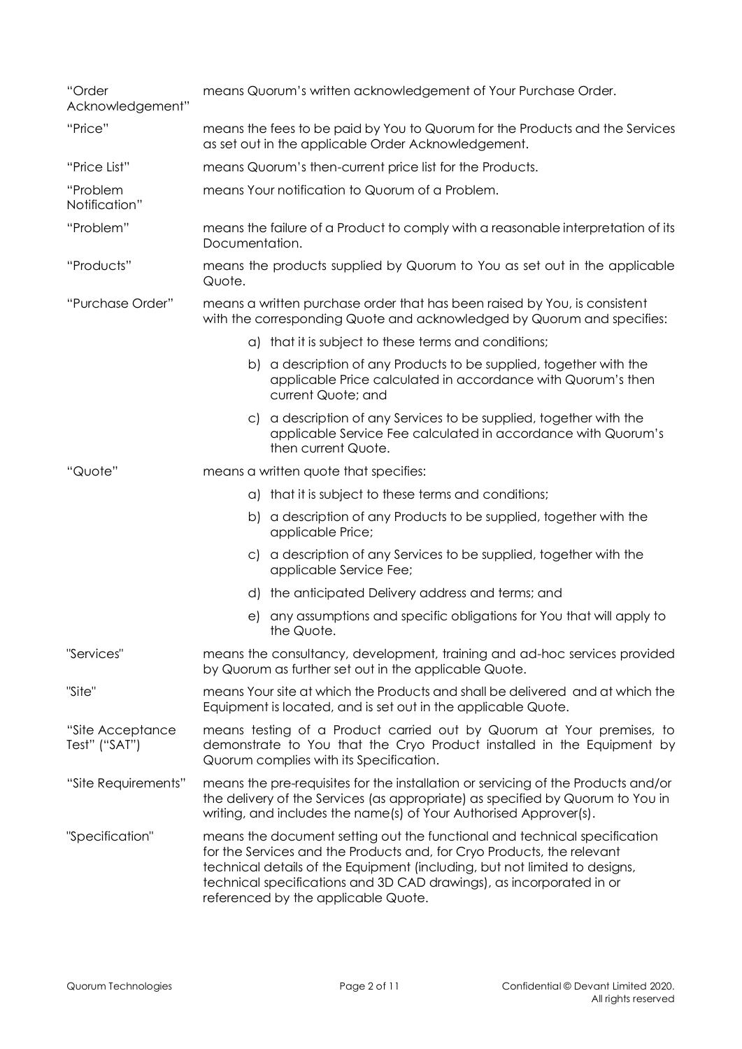| | |
|---|---|
| "Order Acknowledgement" | means Quorum's written acknowledgement of Your Purchase Order. |
| "Price" | means the fees to be paid by You to Quorum for the Products and the Services as set out in the applicable Order Acknowledgement. |
| "Price List" | means Quorum's then-current price list for the Products. |
| "Problem Notification" | means Your notification to Quorum of a Problem. |
| "Problem" | means the failure of a Product to comply with a reasonable interpretation of its Documentation. |
| "Products" | means the products supplied by Quorum to You as set out in the applicable Quote. |
| "Purchase Order" | means a written purchase order that has been raised by You, is consistent with the corresponding Quote and acknowledged by Quorum and specifies: a) that it is subject to these terms and conditions; b) a description of any Products to be supplied, together with the applicable Price calculated in accordance with Quorum's then current Quote; and c) a description of any Services to be supplied, together with the applicable Service Fee calculated in accordance with Quorum's then current Quote. |
| "Quote" | means a written quote that specifies: a) that it is subject to these terms and conditions; b) a description of any Products to be supplied, together with the applicable Price; c) a description of any Services to be supplied, together with the applicable Service Fee; d) the anticipated Delivery address and terms; and e) any assumptions and specific obligations for You that will apply to the Quote. |
| "Services" | means the consultancy, development, training and ad-hoc services provided by Quorum as further set out in the applicable Quote. |
| "Site" | means Your site at which the Products and shall be delivered and at which the Equipment is located, and is set out in the applicable Quote. |
| "Site Acceptance Test" ("SAT") | means testing of a Product carried out by Quorum at Your premises, to demonstrate to You that the Cryo Product installed in the Equipment by Quorum complies with its Specification. |
| "Site Requirements" | means the pre-requisites for the installation or servicing of the Products and/or the delivery of the Services (as appropriate) as specified by Quorum to You in writing, and includes the name(s) of Your Authorised Approver(s). |
| "Specification" | means the document setting out the functional and technical specification for the Services and the Products and, for Cryo Products, the relevant technical details of the Equipment (including, but not limited to designs, technical specifications and 3D CAD drawings), as incorporated in or referenced by the applicable Quote. |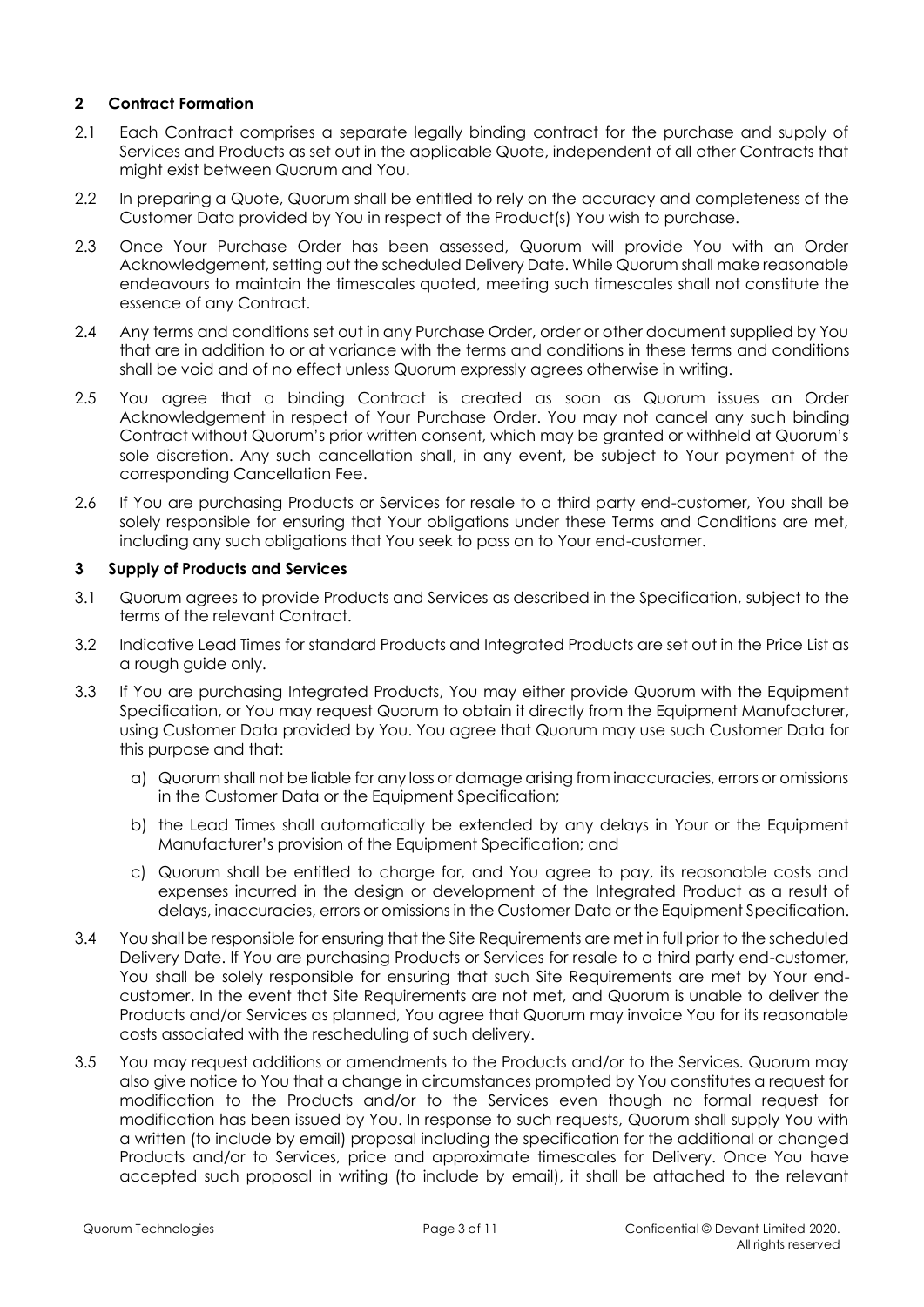## 2 Contract Formation

2.1 Each Contract comprises a separate legally binding contract for the purchase and supply of Services and Products as set out in the applicable Quote, independent of all other Contracts that might exist between Quorum and You.

2.2 In preparing a Quote, Quorum shall be entitled to rely on the accuracy and completeness of the Customer Data provided by You in respect of the Product(s) You wish to purchase.

2.3 Once Your Purchase Order has been assessed, Quorum will provide You with an Order Acknowledgement, setting out the scheduled Delivery Date. While Quorum shall make reasonable endeavours to maintain the timescales quoted, meeting such timescales shall not constitute the essence of any Contract.

2.4 Any terms and conditions set out in any Purchase Order, order or other document supplied by You that are in addition to or at variance with the terms and conditions in these terms and conditions shall be void and of no effect unless Quorum expressly agrees otherwise in writing.

2.5 You agree that a binding Contract is created as soon as Quorum issues an Order Acknowledgement in respect of Your Purchase Order. You may not cancel any such binding Contract without Quorum's prior written consent, which may be granted or withheld at Quorum's sole discretion. Any such cancellation shall, in any event, be subject to Your payment of the corresponding Cancellation Fee.

2.6 If You are purchasing Products or Services for resale to a third party end-customer, You shall be solely responsible for ensuring that Your obligations under these Terms and Conditions are met, including any such obligations that You seek to pass on to Your end-customer.

## 3 Supply of Products and Services

3.1 Quorum agrees to provide Products and Services as described in the Specification, subject to the terms of the relevant Contract.

3.2 Indicative Lead Times for standard Products and Integrated Products are set out in the Price List as a rough guide only.

3.3 If You are purchasing Integrated Products, You may either provide Quorum with the Equipment Specification, or You may request Quorum to obtain it directly from the Equipment Manufacturer, using Customer Data provided by You. You agree that Quorum may use such Customer Data for this purpose and that:

   a) Quorum shall not be liable for any loss or damage arising from inaccuracies, errors or omissions in the Customer Data or the Equipment Specification;

   b) the Lead Times shall automatically be extended by any delays in Your or the Equipment Manufacturer's provision of the Equipment Specification; and

   c) Quorum shall be entitled to charge for, and You agree to pay, its reasonable costs and expenses incurred in the design or development of the Integrated Product as a result of delays, inaccuracies, errors or omissions in the Customer Data or the Equipment Specification.

3.4 You shall be responsible for ensuring that the Site Requirements are met in full prior to the scheduled Delivery Date. If You are purchasing Products or Services for resale to a third party end-customer, You shall be solely responsible for ensuring that such Site Requirements are met by Your end-customer. In the event that Site Requirements are not met, and Quorum is unable to deliver the Products and/or Services as planned, You agree that Quorum may invoice You for its reasonable costs associated with the rescheduling of such delivery.

3.5 You may request additions or amendments to the Products and/or to the Services. Quorum may also give notice to You that a change in circumstances prompted by You constitutes a request for modification to the Products and/or to the Services even though no formal request for modification has been issued by You. In response to such requests, Quorum shall supply You with a written (to include by email) proposal including the specification for the additional or changed Products and/or to Services, price and approximate timescales for Delivery. Once You have accepted such proposal in writing (to include by email), it shall be attached to the relevant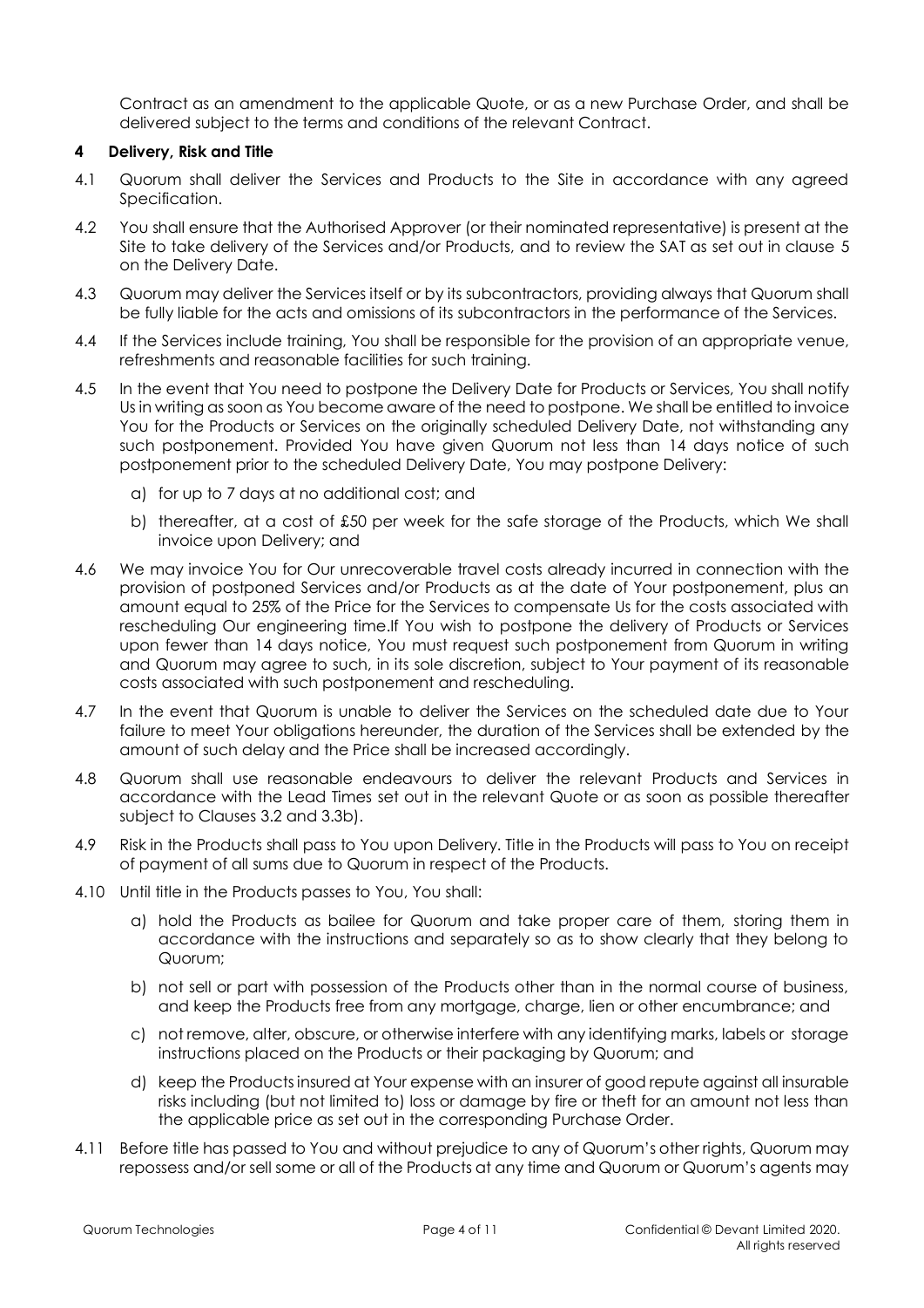Contract as an amendment to the applicable Quote, or as a new Purchase Order, and shall be delivered subject to the terms and conditions of the relevant Contract.

## 4 Delivery, Risk and Title

4.1 Quorum shall deliver the Services and Products to the Site in accordance with any agreed Specification.

4.2 You shall ensure that the Authorised Approver (or their nominated representative) is present at the Site to take delivery of the Services and/or Products, and to review the SAT as set out in clause 5 on the Delivery Date.

4.3 Quorum may deliver the Services itself or by its subcontractors, providing always that Quorum shall be fully liable for the acts and omissions of its subcontractors in the performance of the Services.

4.4 If the Services include training, You shall be responsible for the provision of an appropriate venue, refreshments and reasonable facilities for such training.

4.5 In the event that You need to postpone the Delivery Date for Products or Services, You shall notify Us in writing as soon as You become aware of the need to postpone. We shall be entitled to invoice You for the Products or Services on the originally scheduled Delivery Date, not withstanding any such postponement. Provided You have given Quorum not less than 14 days notice of such postponement prior to the scheduled Delivery Date, You may postpone Delivery:

   a) for up to 7 days at no additional cost; and

   b) thereafter, at a cost of £50 per week for the safe storage of the Products, which We shall invoice upon Delivery; and

4.6 We may invoice You for Our unrecoverable travel costs already incurred in connection with the provision of postponed Services and/or Products as at the date of Your postponement, plus an amount equal to 25% of the Price for the Services to compensate Us for the costs associated with rescheduling Our engineering time.If You wish to postpone the delivery of Products or Services upon fewer than 14 days notice, You must request such postponement from Quorum in writing and Quorum may agree to such, in its sole discretion, subject to Your payment of its reasonable costs associated with such postponement and rescheduling.

4.7 In the event that Quorum is unable to deliver the Services on the scheduled date due to Your failure to meet Your obligations hereunder, the duration of the Services shall be extended by the amount of such delay and the Price shall be increased accordingly.

4.8 Quorum shall use reasonable endeavours to deliver the relevant Products and Services in accordance with the Lead Times set out in the relevant Quote or as soon as possible thereafter subject to Clauses 3.2 and 3.3b).

4.9 Risk in the Products shall pass to You upon Delivery. Title in the Products will pass to You on receipt of payment of all sums due to Quorum in respect of the Products.

4.10 Until title in the Products passes to You, You shall:

   a) hold the Products as bailee for Quorum and take proper care of them, storing them in accordance with the instructions and separately so as to show clearly that they belong to Quorum;

   b) not sell or part with possession of the Products other than in the normal course of business, and keep the Products free from any mortgage, charge, lien or other encumbrance; and

   c) not remove, alter, obscure, or otherwise interfere with any identifying marks, labels or storage instructions placed on the Products or their packaging by Quorum; and

   d) keep the Products insured at Your expense with an insurer of good repute against all insurable risks including (but not limited to) loss or damage by fire or theft for an amount not less than the applicable price as set out in the corresponding Purchase Order.

4.11 Before title has passed to You and without prejudice to any of Quorum's other rights, Quorum may repossess and/or sell some or all of the Products at any time and Quorum or Quorum's agents may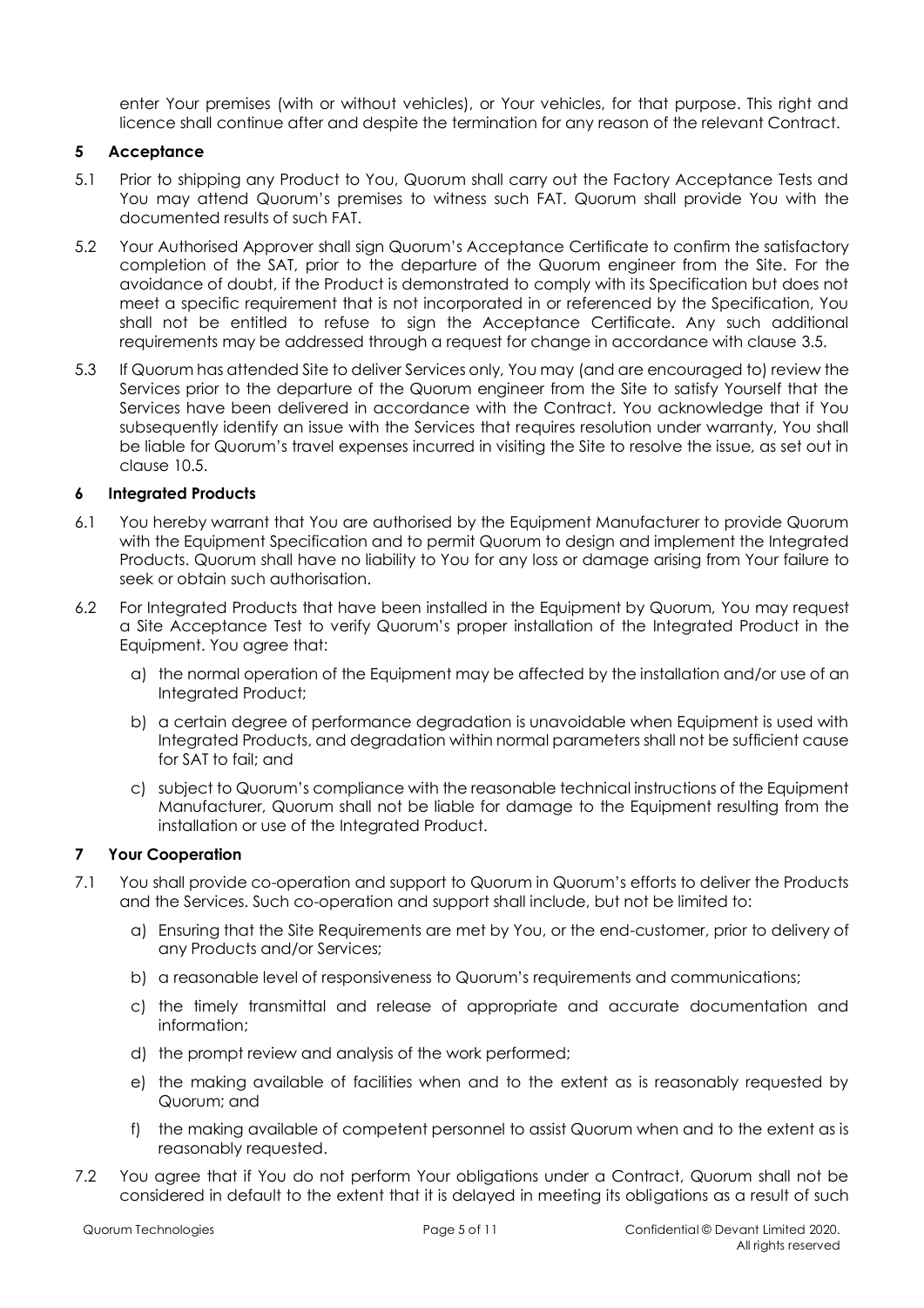enter Your premises (with or without vehicles), or Your vehicles, for that purpose. This right and licence shall continue after and despite the termination for any reason of the relevant Contract.

## 5 Acceptance

5.1 Prior to shipping any Product to You, Quorum shall carry out the Factory Acceptance Tests and You may attend Quorum's premises to witness such FAT. Quorum shall provide You with the documented results of such FAT.

5.2 Your Authorised Approver shall sign Quorum's Acceptance Certificate to confirm the satisfactory completion of the SAT, prior to the departure of the Quorum engineer from the Site. For the avoidance of doubt, if the Product is demonstrated to comply with its Specification but does not meet a specific requirement that is not incorporated in or referenced by the Specification, You shall not be entitled to refuse to sign the Acceptance Certificate. Any such additional requirements may be addressed through a request for change in accordance with clause 3.5.

5.3 If Quorum has attended Site to deliver Services only, You may (and are encouraged to) review the Services prior to the departure of the Quorum engineer from the Site to satisfy Yourself that the Services have been delivered in accordance with the Contract. You acknowledge that if You subsequently identify an issue with the Services that requires resolution under warranty, You shall be liable for Quorum's travel expenses incurred in visiting the Site to resolve the issue, as set out in clause 10.5.

## 6 Integrated Products

6.1 You hereby warrant that You are authorised by the Equipment Manufacturer to provide Quorum with the Equipment Specification and to permit Quorum to design and implement the Integrated Products. Quorum shall have no liability to You for any loss or damage arising from Your failure to seek or obtain such authorisation.

6.2 For Integrated Products that have been installed in the Equipment by Quorum, You may request a Site Acceptance Test to verify Quorum's proper installation of the Integrated Product in the Equipment. You agree that:

a) the normal operation of the Equipment may be affected by the installation and/or use of an Integrated Product;

b) a certain degree of performance degradation is unavoidable when Equipment is used with Integrated Products, and degradation within normal parameters shall not be sufficient cause for SAT to fail; and

c) subject to Quorum's compliance with the reasonable technical instructions of the Equipment Manufacturer, Quorum shall not be liable for damage to the Equipment resulting from the installation or use of the Integrated Product.

## 7 Your Cooperation

7.1 You shall provide co-operation and support to Quorum in Quorum's efforts to deliver the Products and the Services. Such co-operation and support shall include, but not be limited to:

a) Ensuring that the Site Requirements are met by You, or the end-customer, prior to delivery of any Products and/or Services;

b) a reasonable level of responsiveness to Quorum's requirements and communications;

c) the timely transmittal and release of appropriate and accurate documentation and information;

d) the prompt review and analysis of the work performed;

e) the making available of facilities when and to the extent as is reasonably requested by Quorum; and

f) the making available of competent personnel to assist Quorum when and to the extent as is reasonably requested.

7.2 You agree that if You do not perform Your obligations under a Contract, Quorum shall not be considered in default to the extent that it is delayed in meeting its obligations as a result of such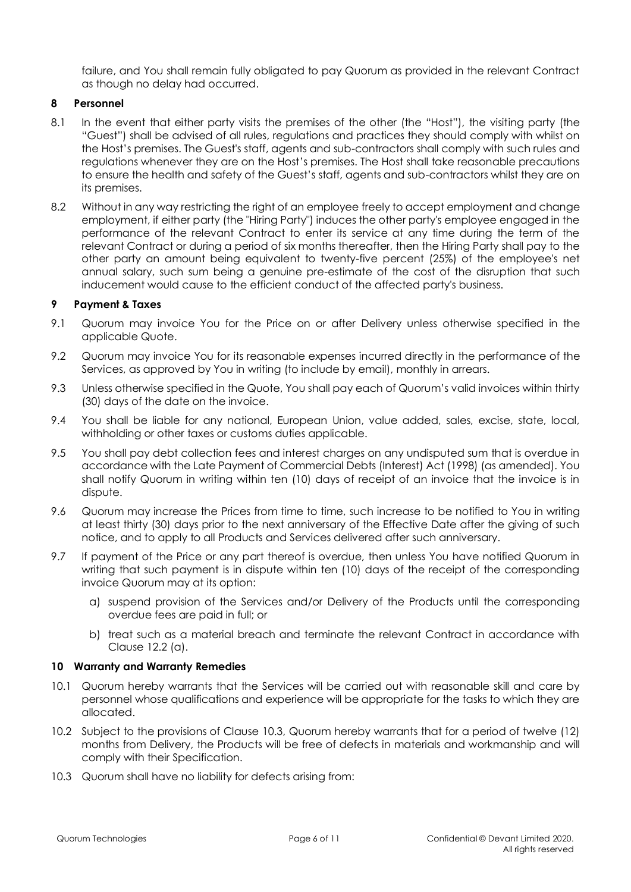failure, and You shall remain fully obligated to pay Quorum as provided in the relevant Contract as though no delay had occurred.

## 8 Personnel

8.1 In the event that either party visits the premises of the other (the "Host"), the visiting party (the "Guest") shall be advised of all rules, regulations and practices they should comply with whilst on the Host's premises. The Guest's staff, agents and sub-contractors shall comply with such rules and regulations whenever they are on the Host's premises. The Host shall take reasonable precautions to ensure the health and safety of the Guest's staff, agents and sub-contractors whilst they are on its premises.

8.2 Without in any way restricting the right of an employee freely to accept employment and change employment, if either party (the "Hiring Party") induces the other party's employee engaged in the performance of the relevant Contract to enter its service at any time during the term of the relevant Contract or during a period of six months thereafter, then the Hiring Party shall pay to the other party an amount being equivalent to twenty-five percent (25%) of the employee's net annual salary, such sum being a genuine pre-estimate of the cost of the disruption that such inducement would cause to the efficient conduct of the affected party's business.

## 9 Payment & Taxes

9.1 Quorum may invoice You for the Price on or after Delivery unless otherwise specified in the applicable Quote.

9.2 Quorum may invoice You for its reasonable expenses incurred directly in the performance of the Services, as approved by You in writing (to include by email), monthly in arrears.

9.3 Unless otherwise specified in the Quote, You shall pay each of Quorum's valid invoices within thirty (30) days of the date on the invoice.

9.4 You shall be liable for any national, European Union, value added, sales, excise, state, local, withholding or other taxes or customs duties applicable.

9.5 You shall pay debt collection fees and interest charges on any undisputed sum that is overdue in accordance with the Late Payment of Commercial Debts (Interest) Act (1998) (as amended). You shall notify Quorum in writing within ten (10) days of receipt of an invoice that the invoice is in dispute.

9.6 Quorum may increase the Prices from time to time, such increase to be notified to You in writing at least thirty (30) days prior to the next anniversary of the Effective Date after the giving of such notice, and to apply to all Products and Services delivered after such anniversary.

9.7 If payment of the Price or any part thereof is overdue, then unless You have notified Quorum in writing that such payment is in dispute within ten (10) days of the receipt of the corresponding invoice Quorum may at its option:

a) suspend provision of the Services and/or Delivery of the Products until the corresponding overdue fees are paid in full; or

b) treat such as a material breach and terminate the relevant Contract in accordance with Clause 12.2 (a).

## 10 Warranty and Warranty Remedies

10.1 Quorum hereby warrants that the Services will be carried out with reasonable skill and care by personnel whose qualifications and experience will be appropriate for the tasks to which they are allocated.

10.2 Subject to the provisions of Clause 10.3, Quorum hereby warrants that for a period of twelve (12) months from Delivery, the Products will be free of defects in materials and workmanship and will comply with their Specification.

10.3 Quorum shall have no liability for defects arising from: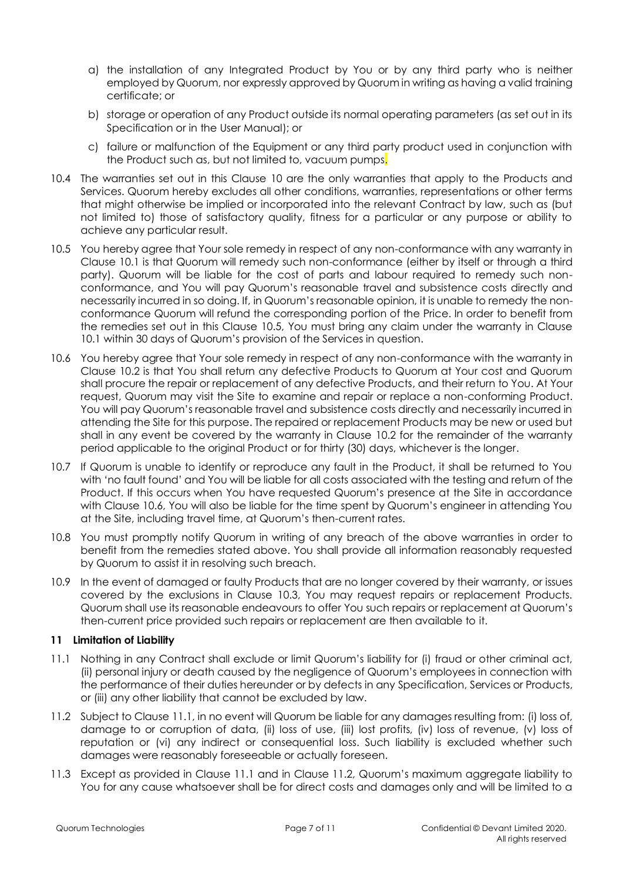a) the installation of any Integrated Product by You or by any third party who is neither employed by Quorum, nor expressly approved by Quorum in writing as having a valid training certificate; or

b) storage or operation of any Product outside its normal operating parameters (as set out in its Specification or in the User Manual); or

c) failure or malfunction of the Equipment or any third party product used in conjunction with the Product such as, but not limited to, vacuum pumps.

10.4 The warranties set out in this Clause 10 are the only warranties that apply to the Products and Services. Quorum hereby excludes all other conditions, warranties, representations or other terms that might otherwise be implied or incorporated into the relevant Contract by law, such as (but not limited to) those of satisfactory quality, fitness for a particular or any purpose or ability to achieve any particular result.

10.5 You hereby agree that Your sole remedy in respect of any non-conformance with any warranty in Clause 10.1 is that Quorum will remedy such non-conformance (either by itself or through a third party). Quorum will be liable for the cost of parts and labour required to remedy such non-conformance, and You will pay Quorum's reasonable travel and subsistence costs directly and necessarily incurred in so doing. If, in Quorum's reasonable opinion, it is unable to remedy the non-conformance Quorum will refund the corresponding portion of the Price. In order to benefit from the remedies set out in this Clause 10.5, You must bring any claim under the warranty in Clause 10.1 within 30 days of Quorum's provision of the Services in question.

10.6 You hereby agree that Your sole remedy in respect of any non-conformance with the warranty in Clause 10.2 is that You shall return any defective Products to Quorum at Your cost and Quorum shall procure the repair or replacement of any defective Products, and their return to You. At Your request, Quorum may visit the Site to examine and repair or replace a non-conforming Product. You will pay Quorum's reasonable travel and subsistence costs directly and necessarily incurred in attending the Site for this purpose. The repaired or replacement Products may be new or used but shall in any event be covered by the warranty in Clause 10.2 for the remainder of the warranty period applicable to the original Product or for thirty (30) days, whichever is the longer.

10.7 If Quorum is unable to identify or reproduce any fault in the Product, it shall be returned to You with 'no fault found' and You will be liable for all costs associated with the testing and return of the Product. If this occurs when You have requested Quorum's presence at the Site in accordance with Clause 10.6, You will also be liable for the time spent by Quorum's engineer in attending You at the Site, including travel time, at Quorum's then-current rates.

10.8 You must promptly notify Quorum in writing of any breach of the above warranties in order to benefit from the remedies stated above. You shall provide all information reasonably requested by Quorum to assist it in resolving such breach.

10.9 In the event of damaged or faulty Products that are no longer covered by their warranty, or issues covered by the exclusions in Clause 10.3, You may request repairs or replacement Products. Quorum shall use its reasonable endeavours to offer You such repairs or replacement at Quorum's then-current price provided such repairs or replacement are then available to it.

## 11 Limitation of Liability

11.1 Nothing in any Contract shall exclude or limit Quorum's liability for (i) fraud or other criminal act, (ii) personal injury or death caused by the negligence of Quorum's employees in connection with the performance of their duties hereunder or by defects in any Specification, Services or Products, or (iii) any other liability that cannot be excluded by law.

11.2 Subject to Clause 11.1, in no event will Quorum be liable for any damages resulting from: (i) loss of, damage to or corruption of data, (ii) loss of use, (iii) lost profits, (iv) loss of revenue, (v) loss of reputation or (vi) any indirect or consequential loss. Such liability is excluded whether such damages were reasonably foreseeable or actually foreseen.

11.3 Except as provided in Clause 11.1 and in Clause 11.2, Quorum's maximum aggregate liability to You for any cause whatsoever shall be for direct costs and damages only and will be limited to a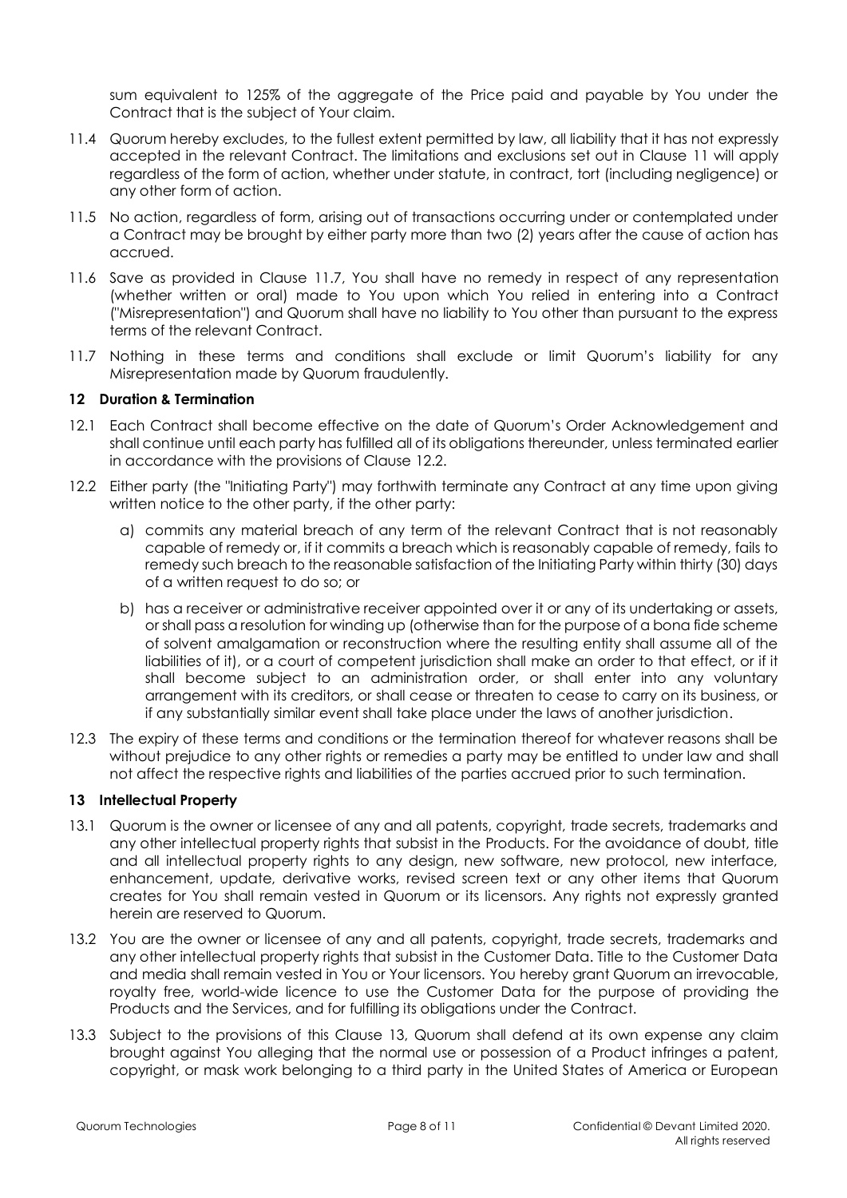sum equivalent to 125% of the aggregate of the Price paid and payable by You under the Contract that is the subject of Your claim.

11.4 Quorum hereby excludes, to the fullest extent permitted by law, all liability that it has not expressly accepted in the relevant Contract. The limitations and exclusions set out in Clause 11 will apply regardless of the form of action, whether under statute, in contract, tort (including negligence) or any other form of action.

11.5 No action, regardless of form, arising out of transactions occurring under or contemplated under a Contract may be brought by either party more than two (2) years after the cause of action has accrued.

11.6 Save as provided in Clause 11.7, You shall have no remedy in respect of any representation (whether written or oral) made to You upon which You relied in entering into a Contract ("Misrepresentation") and Quorum shall have no liability to You other than pursuant to the express terms of the relevant Contract.

11.7 Nothing in these terms and conditions shall exclude or limit Quorum's liability for any Misrepresentation made by Quorum fraudulently.

**12 Duration & Termination**

12.1 Each Contract shall become effective on the date of Quorum's Order Acknowledgement and shall continue until each party has fulfilled all of its obligations thereunder, unless terminated earlier in accordance with the provisions of Clause 12.2.

12.2 Either party (the "Initiating Party") may forthwith terminate any Contract at any time upon giving written notice to the other party, if the other party:

a) commits any material breach of any term of the relevant Contract that is not reasonably capable of remedy or, if it commits a breach which is reasonably capable of remedy, fails to remedy such breach to the reasonable satisfaction of the Initiating Party within thirty (30) days of a written request to do so; or

b) has a receiver or administrative receiver appointed over it or any of its undertaking or assets, or shall pass a resolution for winding up (otherwise than for the purpose of a bona fide scheme of solvent amalgamation or reconstruction where the resulting entity shall assume all of the liabilities of it), or a court of competent jurisdiction shall make an order to that effect, or if it shall become subject to an administration order, or shall enter into any voluntary arrangement with its creditors, or shall cease or threaten to cease to carry on its business, or if any substantially similar event shall take place under the laws of another jurisdiction.

12.3 The expiry of these terms and conditions or the termination thereof for whatever reasons shall be without prejudice to any other rights or remedies a party may be entitled to under law and shall not affect the respective rights and liabilities of the parties accrued prior to such termination.

**13 Intellectual Property**

13.1 Quorum is the owner or licensee of any and all patents, copyright, trade secrets, trademarks and any other intellectual property rights that subsist in the Products. For the avoidance of doubt, title and all intellectual property rights to any design, new software, new protocol, new interface, enhancement, update, derivative works, revised screen text or any other items that Quorum creates for You shall remain vested in Quorum or its licensors. Any rights not expressly granted herein are reserved to Quorum.

13.2 You are the owner or licensee of any and all patents, copyright, trade secrets, trademarks and any other intellectual property rights that subsist in the Customer Data. Title to the Customer Data and media shall remain vested in You or Your licensors. You hereby grant Quorum an irrevocable, royalty free, world-wide licence to use the Customer Data for the purpose of providing the Products and the Services, and for fulfilling its obligations under the Contract.

13.3 Subject to the provisions of this Clause 13, Quorum shall defend at its own expense any claim brought against You alleging that the normal use or possession of a Product infringes a patent, copyright, or mask work belonging to a third party in the United States of America or European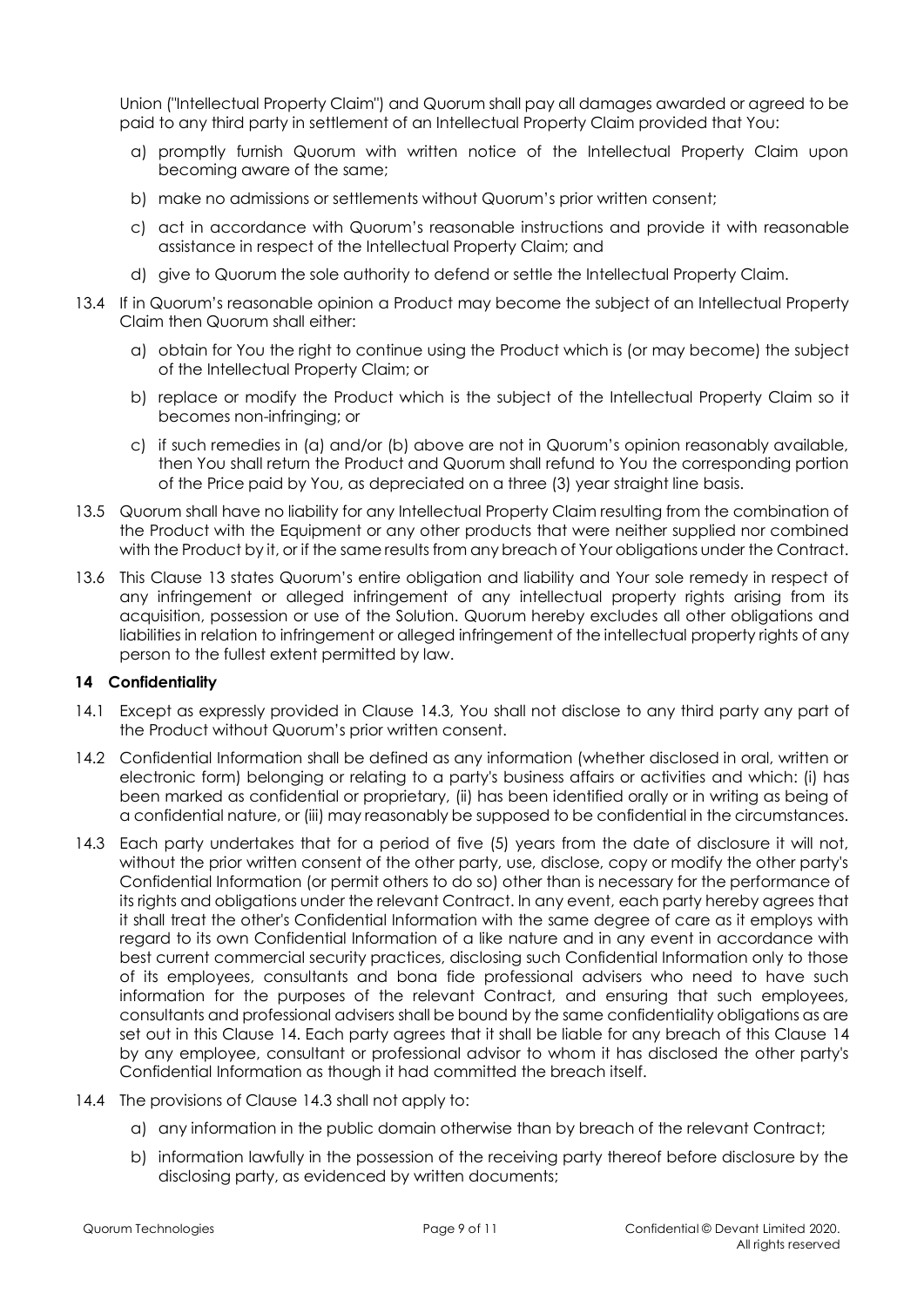Union ("Intellectual Property Claim") and Quorum shall pay all damages awarded or agreed to be paid to any third party in settlement of an Intellectual Property Claim provided that You:

a) promptly furnish Quorum with written notice of the Intellectual Property Claim upon becoming aware of the same;

b) make no admissions or settlements without Quorum's prior written consent;

c) act in accordance with Quorum's reasonable instructions and provide it with reasonable assistance in respect of the Intellectual Property Claim; and

d) give to Quorum the sole authority to defend or settle the Intellectual Property Claim.

13.4 If in Quorum's reasonable opinion a Product may become the subject of an Intellectual Property Claim then Quorum shall either:

a) obtain for You the right to continue using the Product which is (or may become) the subject of the Intellectual Property Claim; or

b) replace or modify the Product which is the subject of the Intellectual Property Claim so it becomes non-infringing; or

c) if such remedies in (a) and/or (b) above are not in Quorum's opinion reasonably available, then You shall return the Product and Quorum shall refund to You the corresponding portion of the Price paid by You, as depreciated on a three (3) year straight line basis.

13.5 Quorum shall have no liability for any Intellectual Property Claim resulting from the combination of the Product with the Equipment or any other products that were neither supplied nor combined with the Product by it, or if the same results from any breach of Your obligations under the Contract.

13.6 This Clause 13 states Quorum's entire obligation and liability and Your sole remedy in respect of any infringement or alleged infringement of any intellectual property rights arising from its acquisition, possession or use of the Solution. Quorum hereby excludes all other obligations and liabilities in relation to infringement or alleged infringement of the intellectual property rights of any person to the fullest extent permitted by law.

## 14 Confidentiality

14.1 Except as expressly provided in Clause 14.3, You shall not disclose to any third party any part of the Product without Quorum's prior written consent.

14.2 Confidential Information shall be defined as any information (whether disclosed in oral, written or electronic form) belonging or relating to a party's business affairs or activities and which: (i) has been marked as confidential or proprietary, (ii) has been identified orally or in writing as being of a confidential nature, or (iii) may reasonably be supposed to be confidential in the circumstances.

14.3 Each party undertakes that for a period of five (5) years from the date of disclosure it will not, without the prior written consent of the other party, use, disclose, copy or modify the other party's Confidential Information (or permit others to do so) other than is necessary for the performance of its rights and obligations under the relevant Contract. In any event, each party hereby agrees that it shall treat the other's Confidential Information with the same degree of care as it employs with regard to its own Confidential Information of a like nature and in any event in accordance with best current commercial security practices, disclosing such Confidential Information only to those of its employees, consultants and bona fide professional advisers who need to have such information for the purposes of the relevant Contract, and ensuring that such employees, consultants and professional advisers shall be bound by the same confidentiality obligations as are set out in this Clause 14. Each party agrees that it shall be liable for any breach of this Clause 14 by any employee, consultant or professional advisor to whom it has disclosed the other party's Confidential Information as though it had committed the breach itself.

14.4 The provisions of Clause 14.3 shall not apply to:

a) any information in the public domain otherwise than by breach of the relevant Contract;

b) information lawfully in the possession of the receiving party thereof before disclosure by the disclosing party, as evidenced by written documents;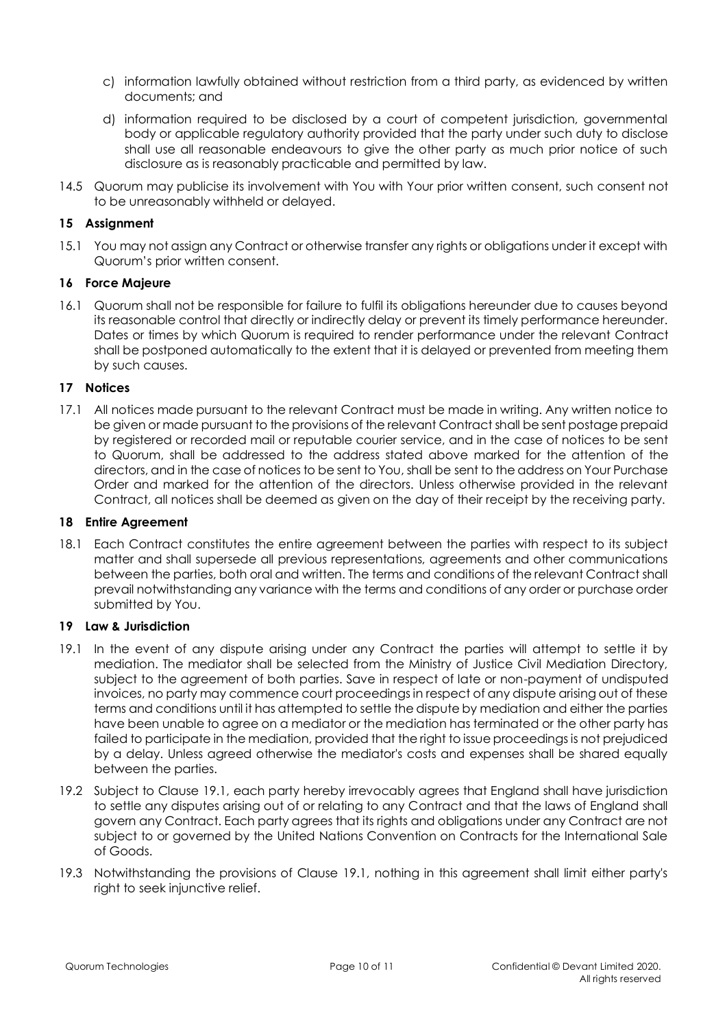c) information lawfully obtained without restriction from a third party, as evidenced by written documents; and

d) information required to be disclosed by a court of competent jurisdiction, governmental body or applicable regulatory authority provided that the party under such duty to disclose shall use all reasonable endeavours to give the other party as much prior notice of such disclosure as is reasonably practicable and permitted by law.

14.5 Quorum may publicise its involvement with You with Your prior written consent, such consent not to be unreasonably withheld or delayed.

### 15 Assignment

15.1 You may not assign any Contract or otherwise transfer any rights or obligations under it except with Quorum's prior written consent.

### 16 Force Majeure

16.1 Quorum shall not be responsible for failure to fulfil its obligations hereunder due to causes beyond its reasonable control that directly or indirectly delay or prevent its timely performance hereunder. Dates or times by which Quorum is required to render performance under the relevant Contract shall be postponed automatically to the extent that it is delayed or prevented from meeting them by such causes.

### 17 Notices

17.1 All notices made pursuant to the relevant Contract must be made in writing. Any written notice to be given or made pursuant to the provisions of the relevant Contract shall be sent postage prepaid by registered or recorded mail or reputable courier service, and in the case of notices to be sent to Quorum, shall be addressed to the address stated above marked for the attention of the directors, and in the case of notices to be sent to You, shall be sent to the address on Your Purchase Order and marked for the attention of the directors. Unless otherwise provided in the relevant Contract, all notices shall be deemed as given on the day of their receipt by the receiving party.

### 18 Entire Agreement

18.1 Each Contract constitutes the entire agreement between the parties with respect to its subject matter and shall supersede all previous representations, agreements and other communications between the parties, both oral and written. The terms and conditions of the relevant Contract shall prevail notwithstanding any variance with the terms and conditions of any order or purchase order submitted by You.

### 19 Law & Jurisdiction

19.1 In the event of any dispute arising under any Contract the parties will attempt to settle it by mediation. The mediator shall be selected from the Ministry of Justice Civil Mediation Directory, subject to the agreement of both parties. Save in respect of late or non-payment of undisputed invoices, no party may commence court proceedings in respect of any dispute arising out of these terms and conditions until it has attempted to settle the dispute by mediation and either the parties have been unable to agree on a mediator or the mediation has terminated or the other party has failed to participate in the mediation, provided that the right to issue proceedings is not prejudiced by a delay. Unless agreed otherwise the mediator's costs and expenses shall be shared equally between the parties.

19.2 Subject to Clause 19.1, each party hereby irrevocably agrees that England shall have jurisdiction to settle any disputes arising out of or relating to any Contract and that the laws of England shall govern any Contract. Each party agrees that its rights and obligations under any Contract are not subject to or governed by the United Nations Convention on Contracts for the International Sale of Goods.

19.3 Notwithstanding the provisions of Clause 19.1, nothing in this agreement shall limit either party's right to seek injunctive relief.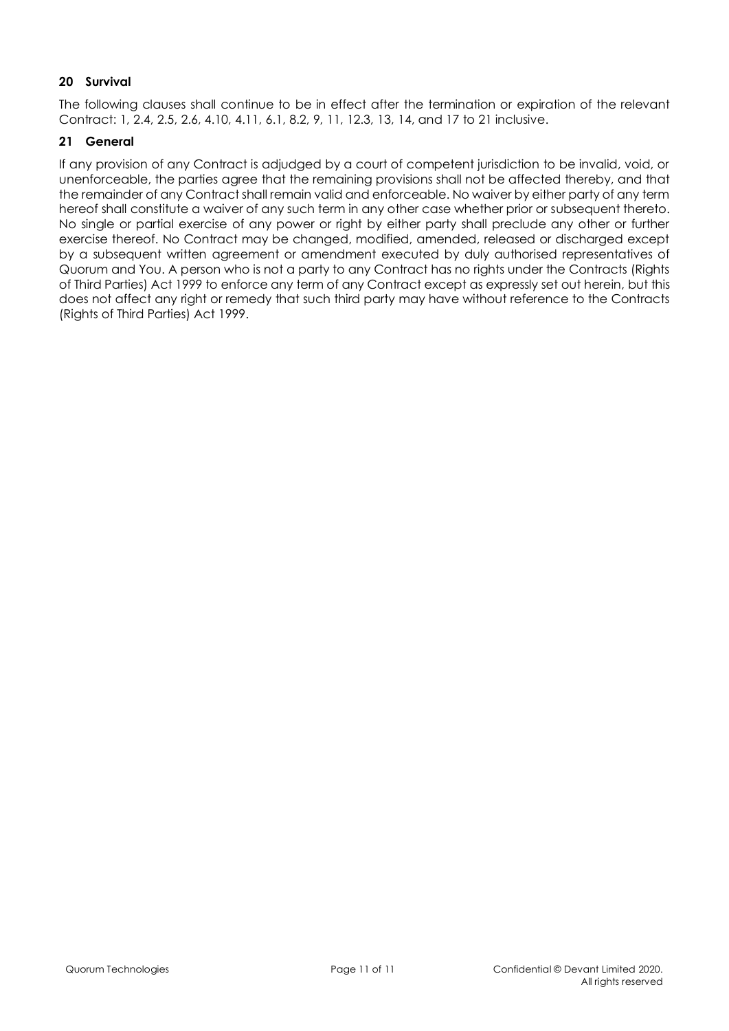## 20 Survival

The following clauses shall continue to be in effect after the termination or expiration of the relevant Contract: 1, 2.4, 2.5, 2.6, 4.10, 4.11, 6.1, 8.2, 9, 11, 12.3, 13, 14, and 17 to 21 inclusive.

## 21 General

If any provision of any Contract is adjudged by a court of competent jurisdiction to be invalid, void, or unenforceable, the parties agree that the remaining provisions shall not be affected thereby, and that the remainder of any Contract shall remain valid and enforceable. No waiver by either party of any term hereof shall constitute a waiver of any such term in any other case whether prior or subsequent thereto. No single or partial exercise of any power or right by either party shall preclude any other or further exercise thereof. No Contract may be changed, modified, amended, released or discharged except by a subsequent written agreement or amendment executed by duly authorised representatives of Quorum and You. A person who is not a party to any Contract has no rights under the Contracts (Rights of Third Parties) Act 1999 to enforce any term of any Contract except as expressly set out herein, but this does not affect any right or remedy that such third party may have without reference to the Contracts (Rights of Third Parties) Act 1999.